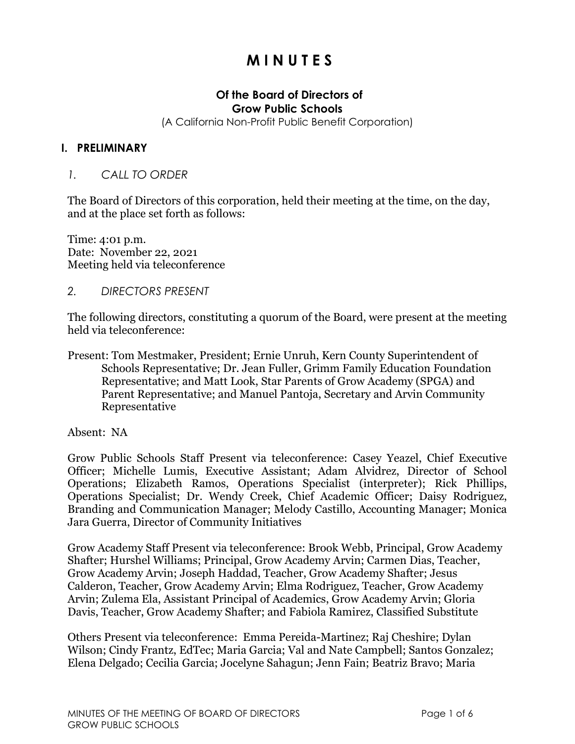# M I N U T E S

### Of the Board of Directors of
### Grow Public Schools

(A California Non-Profit Public Benefit Corporation)

## I. PRELIMINARY

### *1. CALL TO ORDER*

The Board of Directors of this corporation, held their meeting at the time, on the day, and at the place set forth as follows:

Time: 4:01 p.m.
Date: November 22, 2021
Meeting held via teleconference

### *2. DIRECTORS PRESENT*

The following directors, constituting a quorum of the Board, were present at the meeting held via teleconference:

Present: Tom Mestmaker, President; Ernie Unruh, Kern County Superintendent of Schools Representative; Dr. Jean Fuller, Grimm Family Education Foundation Representative; and Matt Look, Star Parents of Grow Academy (SPGA) and Parent Representative; and Manuel Pantoja, Secretary and Arvin Community Representative

Absent: NA

Grow Public Schools Staff Present via teleconference: Casey Yeazel, Chief Executive Officer; Michelle Lumis, Executive Assistant; Adam Alvidrez, Director of School Operations; Elizabeth Ramos, Operations Specialist (interpreter); Rick Phillips, Operations Specialist; Dr. Wendy Creek, Chief Academic Officer; Daisy Rodriguez, Branding and Communication Manager; Melody Castillo, Accounting Manager; Monica Jara Guerra, Director of Community Initiatives

Grow Academy Staff Present via teleconference: Brook Webb, Principal, Grow Academy Shafter; Hurshel Williams; Principal, Grow Academy Arvin; Carmen Dias, Teacher, Grow Academy Arvin; Joseph Haddad, Teacher, Grow Academy Shafter; Jesus Calderon, Teacher, Grow Academy Arvin; Elma Rodriguez, Teacher, Grow Academy Arvin; Zulema Ela, Assistant Principal of Academics, Grow Academy Arvin; Gloria Davis, Teacher, Grow Academy Shafter; and Fabiola Ramirez, Classified Substitute

Others Present via teleconference: Emma Pereida-Martinez; Raj Cheshire; Dylan Wilson; Cindy Frantz, EdTec; Maria Garcia; Val and Nate Campbell; Santos Gonzalez; Elena Delgado; Cecilia Garcia; Jocelyne Sahagun; Jenn Fain; Beatriz Bravo; Maria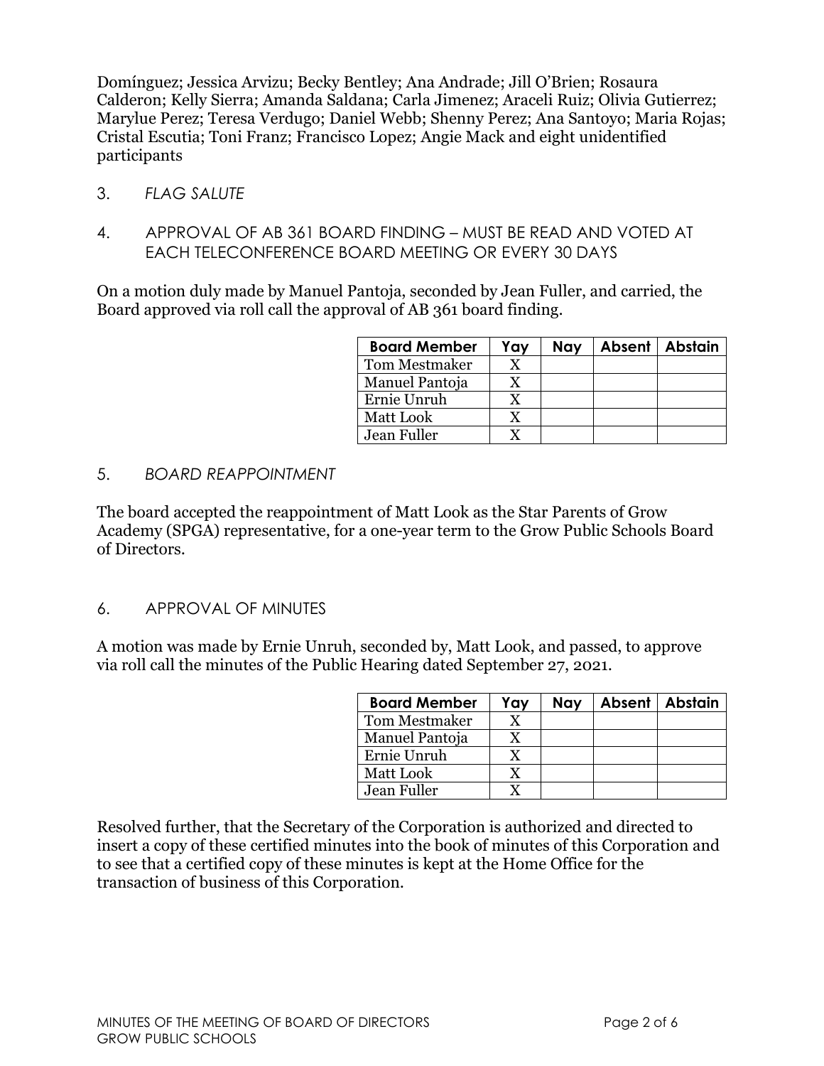Domínguez; Jessica Arvizu; Becky Bentley; Ana Andrade; Jill O'Brien; Rosaura Calderon; Kelly Sierra; Amanda Saldana; Carla Jimenez; Araceli Ruiz; Olivia Gutierrez; Marylue Perez; Teresa Verdugo; Daniel Webb; Shenny Perez; Ana Santoyo; Maria Rojas; Cristal Escutia; Toni Franz; Francisco Lopez; Angie Mack and eight unidentified participants

3. *FLAG SALUTE*

4. APPROVAL OF AB 361 BOARD FINDING – MUST BE READ AND VOTED AT EACH TELECONFERENCE BOARD MEETING OR EVERY 30 DAYS

On a motion duly made by Manuel Pantoja, seconded by Jean Fuller, and carried, the Board approved via roll call the approval of AB 361 board finding.

| Board Member | Yay | Nay | Absent | Abstain |
|---|---|---|---|---|
| Tom Mestmaker | X | | | |
| Manuel Pantoja | X | | | |
| Ernie Unruh | X | | | |
| Matt Look | X | | | |
| Jean Fuller | X | | | |

5. *BOARD REAPPOINTMENT*

The board accepted the reappointment of Matt Look as the Star Parents of Grow Academy (SPGA) representative, for a one-year term to the Grow Public Schools Board of Directors.

6. APPROVAL OF MINUTES

A motion was made by Ernie Unruh, seconded by, Matt Look, and passed, to approve via roll call the minutes of the Public Hearing dated September 27, 2021.

| Board Member | Yay | Nay | Absent | Abstain |
|---|---|---|---|---|
| Tom Mestmaker | X | | | |
| Manuel Pantoja | X | | | |
| Ernie Unruh | X | | | |
| Matt Look | X | | | |
| Jean Fuller | X | | | |

Resolved further, that the Secretary of the Corporation is authorized and directed to insert a copy of these certified minutes into the book of minutes of this Corporation and to see that a certified copy of these minutes is kept at the Home Office for the transaction of business of this Corporation.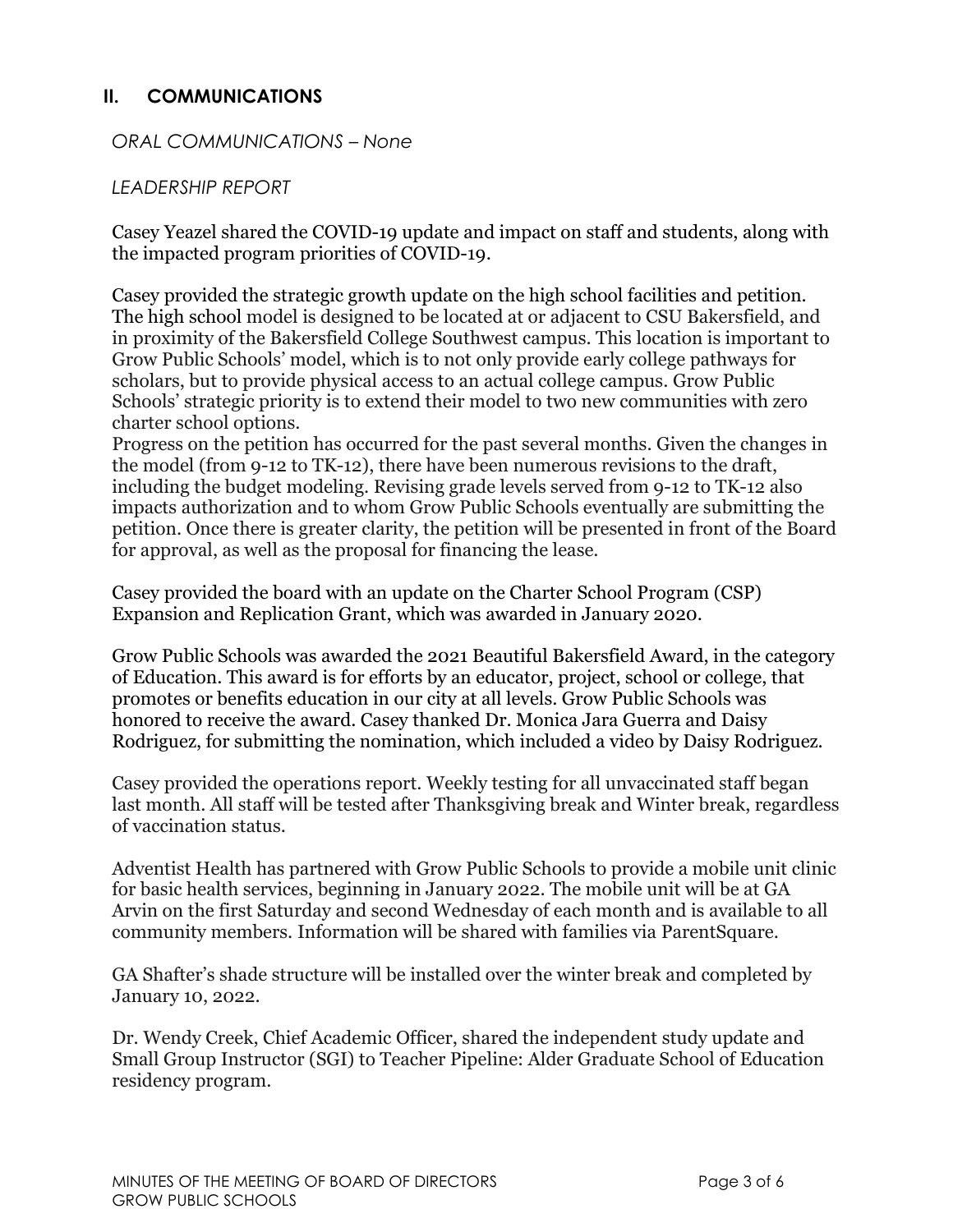## II. COMMUNICATIONS

*ORAL COMMUNICATIONS – None*

*LEADERSHIP REPORT*

Casey Yeazel shared the COVID-19 update and impact on staff and students, along with the impacted program priorities of COVID-19.

Casey provided the strategic growth update on the high school facilities and petition. The high school model is designed to be located at or adjacent to CSU Bakersfield, and in proximity of the Bakersfield College Southwest campus. This location is important to Grow Public Schools' model, which is to not only provide early college pathways for scholars, but to provide physical access to an actual college campus. Grow Public Schools' strategic priority is to extend their model to two new communities with zero charter school options.

Progress on the petition has occurred for the past several months. Given the changes in the model (from 9-12 to TK-12), there have been numerous revisions to the draft, including the budget modeling. Revising grade levels served from 9-12 to TK-12 also impacts authorization and to whom Grow Public Schools eventually are submitting the petition. Once there is greater clarity, the petition will be presented in front of the Board for approval, as well as the proposal for financing the lease.

Casey provided the board with an update on the Charter School Program (CSP) Expansion and Replication Grant, which was awarded in January 2020.

Grow Public Schools was awarded the 2021 Beautiful Bakersfield Award, in the category of Education. This award is for efforts by an educator, project, school or college, that promotes or benefits education in our city at all levels. Grow Public Schools was honored to receive the award. Casey thanked Dr. Monica Jara Guerra and Daisy Rodriguez, for submitting the nomination, which included a video by Daisy Rodriguez.

Casey provided the operations report. Weekly testing for all unvaccinated staff began last month. All staff will be tested after Thanksgiving break and Winter break, regardless of vaccination status.

Adventist Health has partnered with Grow Public Schools to provide a mobile unit clinic for basic health services, beginning in January 2022. The mobile unit will be at GA Arvin on the first Saturday and second Wednesday of each month and is available to all community members. Information will be shared with families via ParentSquare.

GA Shafter's shade structure will be installed over the winter break and completed by January 10, 2022.

Dr. Wendy Creek, Chief Academic Officer, shared the independent study update and Small Group Instructor (SGI) to Teacher Pipeline: Alder Graduate School of Education residency program.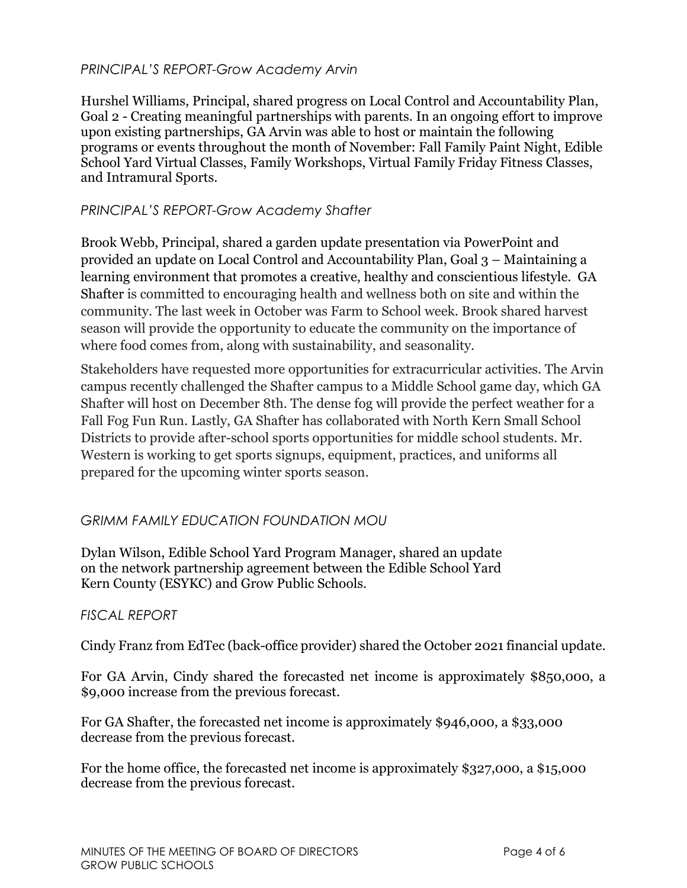*PRINCIPAL'S REPORT-Grow Academy Arvin*

Hurshel Williams, Principal, shared progress on Local Control and Accountability Plan, Goal 2 - Creating meaningful partnerships with parents. In an ongoing effort to improve upon existing partnerships, GA Arvin was able to host or maintain the following programs or events throughout the month of November: Fall Family Paint Night, Edible School Yard Virtual Classes, Family Workshops, Virtual Family Friday Fitness Classes, and Intramural Sports.

*PRINCIPAL'S REPORT-Grow Academy Shafter*

Brook Webb, Principal, shared a garden update presentation via PowerPoint and provided an update on Local Control and Accountability Plan, Goal 3 – Maintaining a learning environment that promotes a creative, healthy and conscientious lifestyle. GA Shafter is committed to encouraging health and wellness both on site and within the community. The last week in October was Farm to School week. Brook shared harvest season will provide the opportunity to educate the community on the importance of where food comes from, along with sustainability, and seasonality.

Stakeholders have requested more opportunities for extracurricular activities. The Arvin campus recently challenged the Shafter campus to a Middle School game day, which GA Shafter will host on December 8th. The dense fog will provide the perfect weather for a Fall Fog Fun Run. Lastly, GA Shafter has collaborated with North Kern Small School Districts to provide after-school sports opportunities for middle school students. Mr. Western is working to get sports signups, equipment, practices, and uniforms all prepared for the upcoming winter sports season.

*GRIMM FAMILY EDUCATION FOUNDATION MOU*

Dylan Wilson, Edible School Yard Program Manager, shared an update on the network partnership agreement between the Edible School Yard Kern County (ESYKC) and Grow Public Schools.

*FISCAL REPORT*

Cindy Franz from EdTec (back-office provider) shared the October 2021 financial update.

For GA Arvin, Cindy shared the forecasted net income is approximately $850,000, a $9,000 increase from the previous forecast.

For GA Shafter, the forecasted net income is approximately $946,000, a $33,000 decrease from the previous forecast.

For the home office, the forecasted net income is approximately $327,000, a $15,000 decrease from the previous forecast.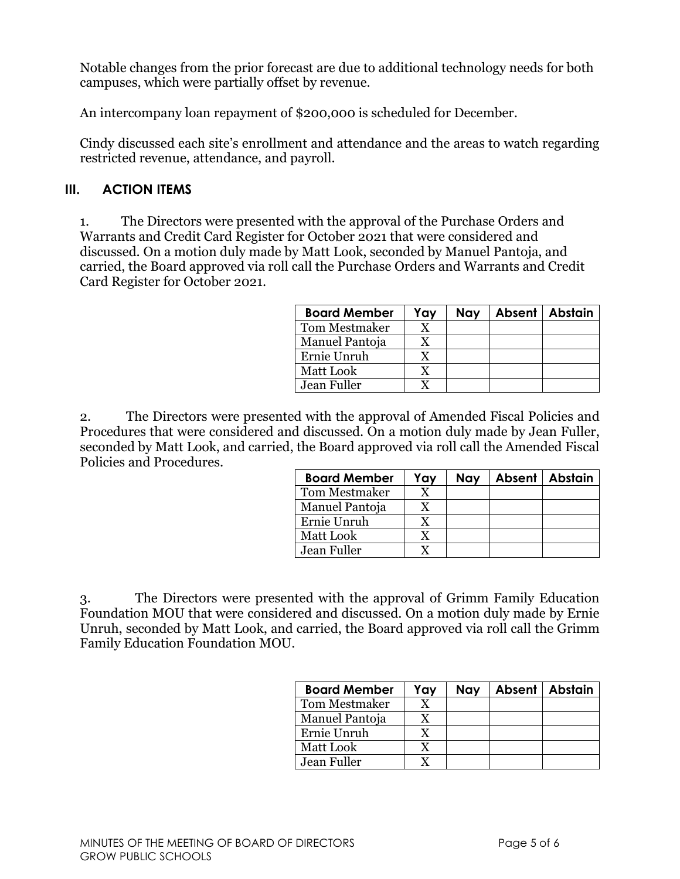Notable changes from the prior forecast are due to additional technology needs for both campuses, which were partially offset by revenue.

An intercompany loan repayment of $200,000 is scheduled for December.

Cindy discussed each site's enrollment and attendance and the areas to watch regarding restricted revenue, attendance, and payroll.

## III. ACTION ITEMS

1. The Directors were presented with the approval of the Purchase Orders and Warrants and Credit Card Register for October 2021 that were considered and discussed. On a motion duly made by Matt Look, seconded by Manuel Pantoja, and carried, the Board approved via roll call the Purchase Orders and Warrants and Credit Card Register for October 2021.

| Board Member | Yay | Nay | Absent | Abstain |
|---|---|---|---|---|
| Tom Mestmaker | X | | | |
| Manuel Pantoja | X | | | |
| Ernie Unruh | X | | | |
| Matt Look | X | | | |
| Jean Fuller | X | | | |

2. The Directors were presented with the approval of Amended Fiscal Policies and Procedures that were considered and discussed. On a motion duly made by Jean Fuller, seconded by Matt Look, and carried, the Board approved via roll call the Amended Fiscal Policies and Procedures.

| Board Member | Yay | Nay | Absent | Abstain |
|---|---|---|---|---|
| Tom Mestmaker | X | | | |
| Manuel Pantoja | X | | | |
| Ernie Unruh | X | | | |
| Matt Look | X | | | |
| Jean Fuller | X | | | |

3. The Directors were presented with the approval of Grimm Family Education Foundation MOU that were considered and discussed. On a motion duly made by Ernie Unruh, seconded by Matt Look, and carried, the Board approved via roll call the Grimm Family Education Foundation MOU.

| Board Member | Yay | Nay | Absent | Abstain |
|---|---|---|---|---|
| Tom Mestmaker | X | | | |
| Manuel Pantoja | X | | | |
| Ernie Unruh | X | | | |
| Matt Look | X | | | |
| Jean Fuller | X | | | |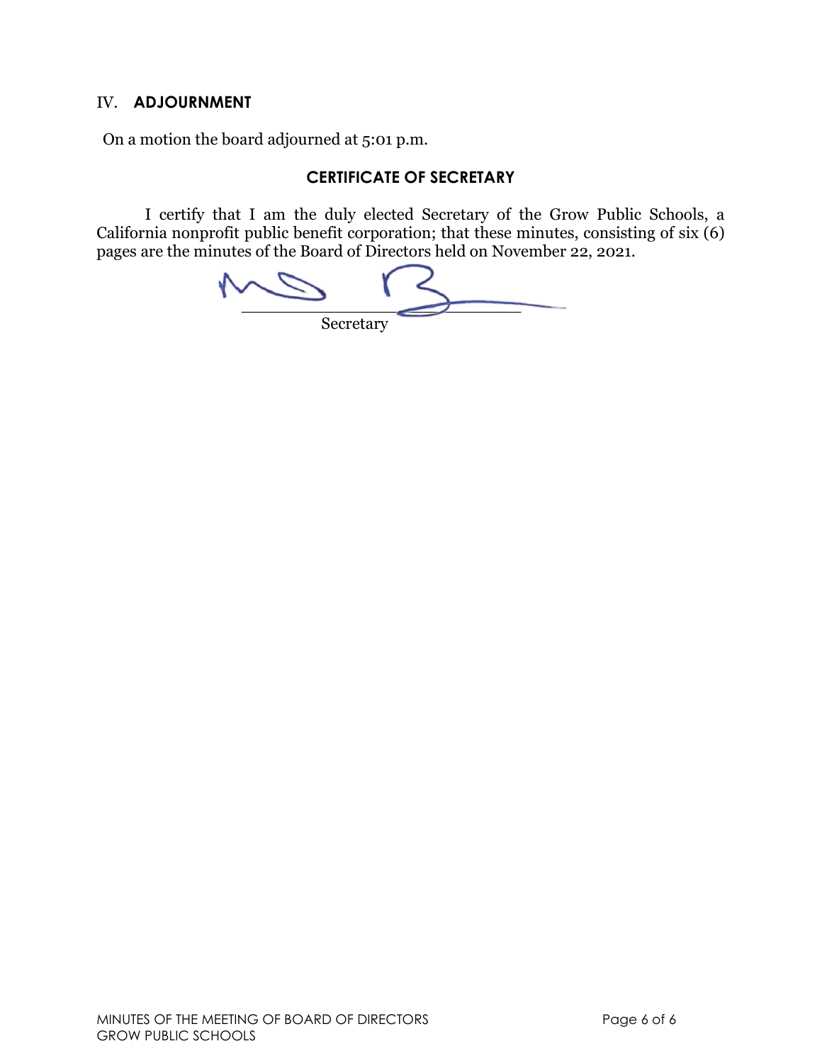## IV. **ADJOURNMENT**

On a motion the board adjourned at 5:01 p.m.

### CERTIFICATE OF SECRETARY

I certify that I am the duly elected Secretary of the Grow Public Schools, a California nonprofit public benefit corporation; that these minutes, consisting of six (6) pages are the minutes of the Board of Directors held on November 22, 2021.

\_\_\_\_\_\_\_\_\_\_\_\_\_\_\_\_\_\_\_\_\_\_\_\_\_\_\_\_\_\_

Secretary